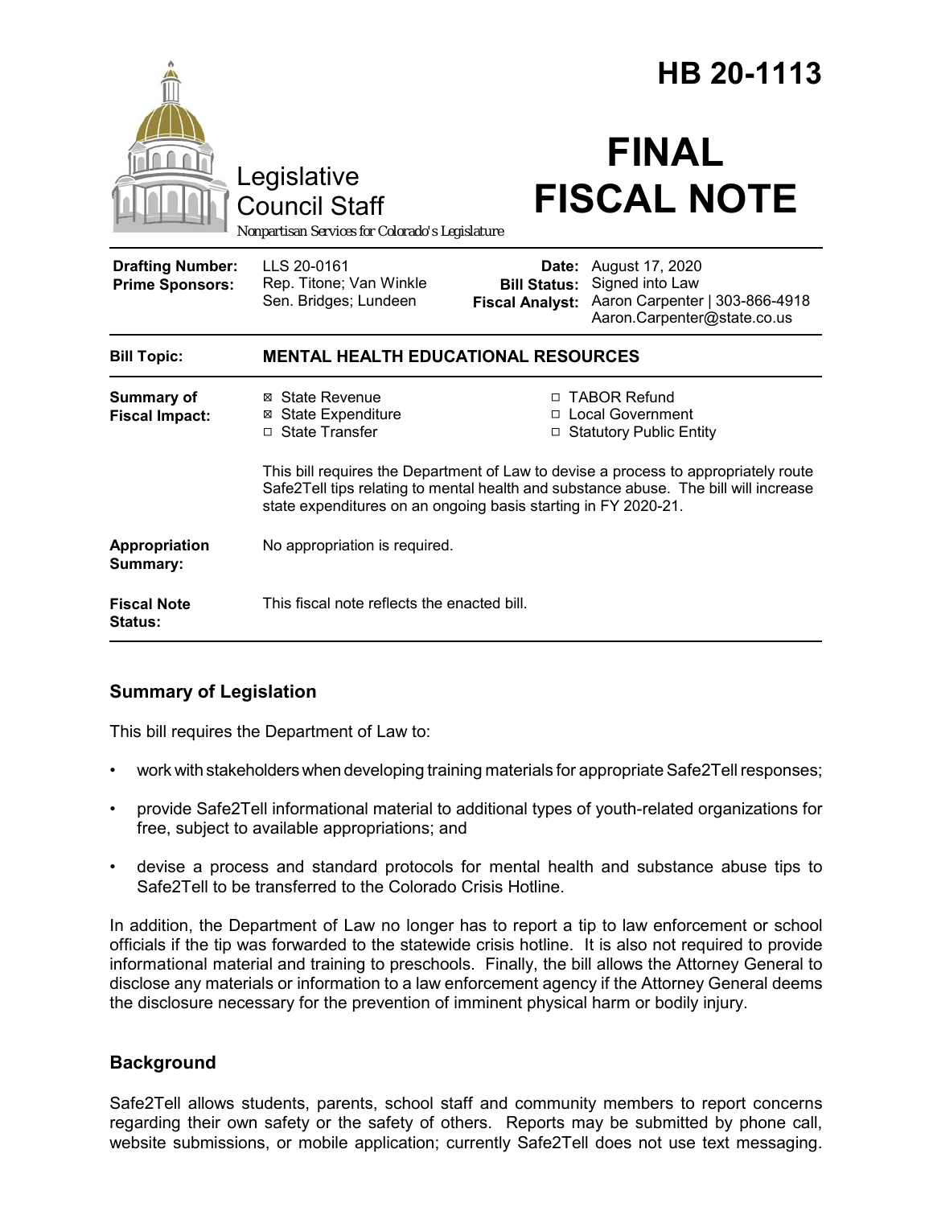# HB 20-1113

Legislative Council Staff

*Nonpartisan Services for Colorado's Legislature*

# FINAL FISCAL NOTE

| | | | |
|---|---|---|---|
| **Drafting Number:** | LLS 20-0161 | **Date:** | August 17, 2020 |
| **Prime Sponsors:** | Rep. Titone; Van Winkle<br>Sen. Bridges; Lundeen | **Bill Status:** | Signed into Law |
| | | **Fiscal Analyst:** | Aaron Carpenter \| 303-866-4918<br>Aaron.Carpenter@state.co.us |

| | |
|---|---|
| **Bill Topic:** | **MENTAL HEALTH EDUCATIONAL RESOURCES** |
| **Summary of Fiscal Impact:** | ☒ State Revenue<br>☒ State Expenditure<br>☐ State Transfer<br>☐ TABOR Refund<br>☐ Local Government<br>☐ Statutory Public Entity<br><br>This bill requires the Department of Law to devise a process to appropriately route Safe2Tell tips relating to mental health and substance abuse. The bill will increase state expenditures on an ongoing basis starting in FY 2020-21. |
| **Appropriation Summary:** | No appropriation is required. |
| **Fiscal Note Status:** | This fiscal note reflects the enacted bill. |

## Summary of Legislation

This bill requires the Department of Law to:

- work with stakeholders when developing training materials for appropriate Safe2Tell responses;
- provide Safe2Tell informational material to additional types of youth-related organizations for free, subject to available appropriations; and
- devise a process and standard protocols for mental health and substance abuse tips to Safe2Tell to be transferred to the Colorado Crisis Hotline.

In addition, the Department of Law no longer has to report a tip to law enforcement or school officials if the tip was forwarded to the statewide crisis hotline. It is also not required to provide informational material and training to preschools. Finally, the bill allows the Attorney General to disclose any materials or information to a law enforcement agency if the Attorney General deems the disclosure necessary for the prevention of imminent physical harm or bodily injury.

## Background

Safe2Tell allows students, parents, school staff and community members to report concerns regarding their own safety or the safety of others. Reports may be submitted by phone call, website submissions, or mobile application; currently Safe2Tell does not use text messaging.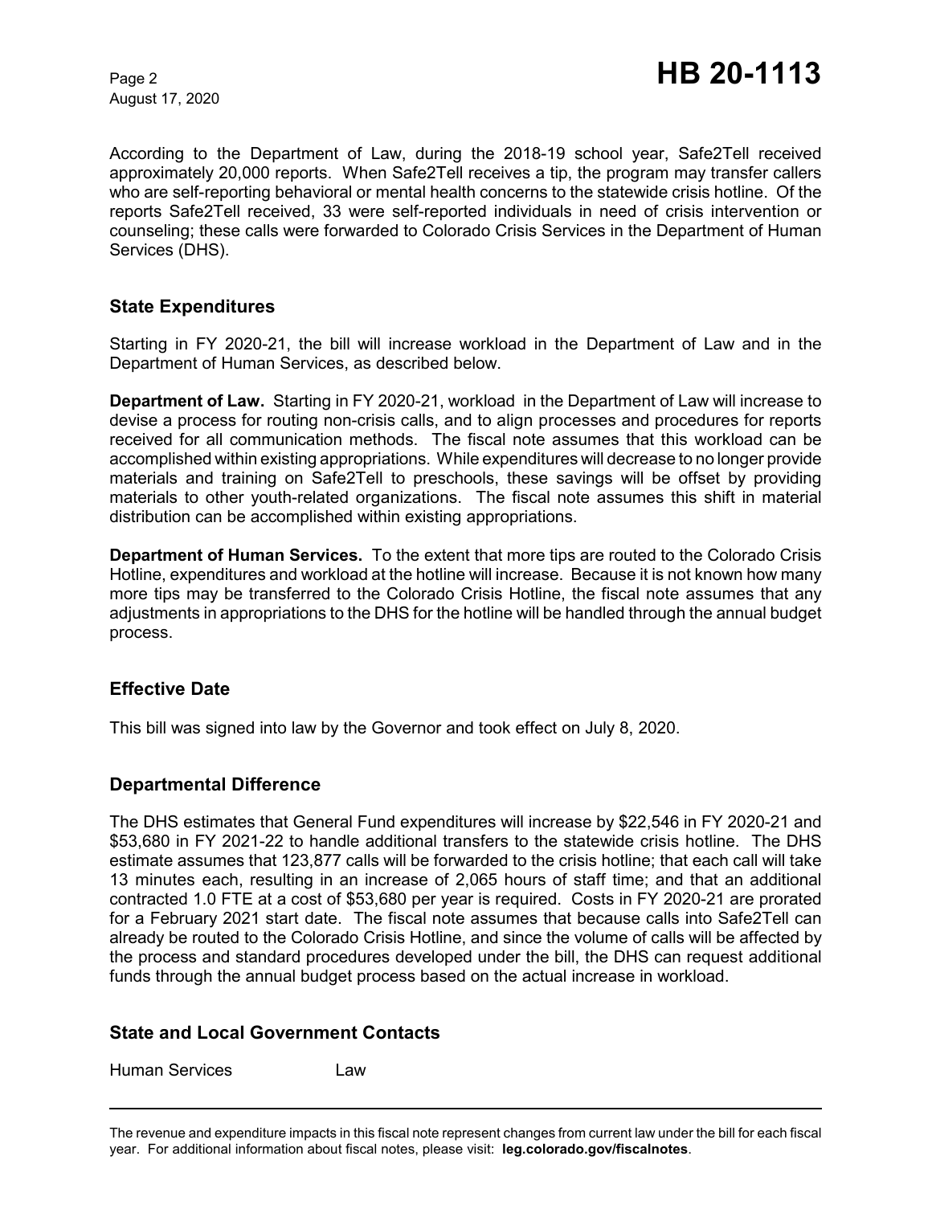According to the Department of Law, during the 2018-19 school year, Safe2Tell received approximately 20,000 reports. When Safe2Tell receives a tip, the program may transfer callers who are self-reporting behavioral or mental health concerns to the statewide crisis hotline. Of the reports Safe2Tell received, 33 were self-reported individuals in need of crisis intervention or counseling; these calls were forwarded to Colorado Crisis Services in the Department of Human Services (DHS).

## State Expenditures

Starting in FY 2020-21, the bill will increase workload in the Department of Law and in the Department of Human Services, as described below.

**Department of Law.** Starting in FY 2020-21, workload in the Department of Law will increase to devise a process for routing non-crisis calls, and to align processes and procedures for reports received for all communication methods. The fiscal note assumes that this workload can be accomplished within existing appropriations. While expenditures will decrease to no longer provide materials and training on Safe2Tell to preschools, these savings will be offset by providing materials to other youth-related organizations. The fiscal note assumes this shift in material distribution can be accomplished within existing appropriations.

**Department of Human Services.** To the extent that more tips are routed to the Colorado Crisis Hotline, expenditures and workload at the hotline will increase. Because it is not known how many more tips may be transferred to the Colorado Crisis Hotline, the fiscal note assumes that any adjustments in appropriations to the DHS for the hotline will be handled through the annual budget process.

## Effective Date

This bill was signed into law by the Governor and took effect on July 8, 2020.

## Departmental Difference

The DHS estimates that General Fund expenditures will increase by $22,546 in FY 2020-21 and $53,680 in FY 2021-22 to handle additional transfers to the statewide crisis hotline. The DHS estimate assumes that 123,877 calls will be forwarded to the crisis hotline; that each call will take 13 minutes each, resulting in an increase of 2,065 hours of staff time; and that an additional contracted 1.0 FTE at a cost of $53,680 per year is required. Costs in FY 2020-21 are prorated for a February 2021 start date. The fiscal note assumes that because calls into Safe2Tell can already be routed to the Colorado Crisis Hotline, and since the volume of calls will be affected by the process and standard procedures developed under the bill, the DHS can request additional funds through the annual budget process based on the actual increase in workload.

## State and Local Government Contacts

Human Services Law

The revenue and expenditure impacts in this fiscal note represent changes from current law under the bill for each fiscal year. For additional information about fiscal notes, please visit: **leg.colorado.gov/fiscalnotes**.